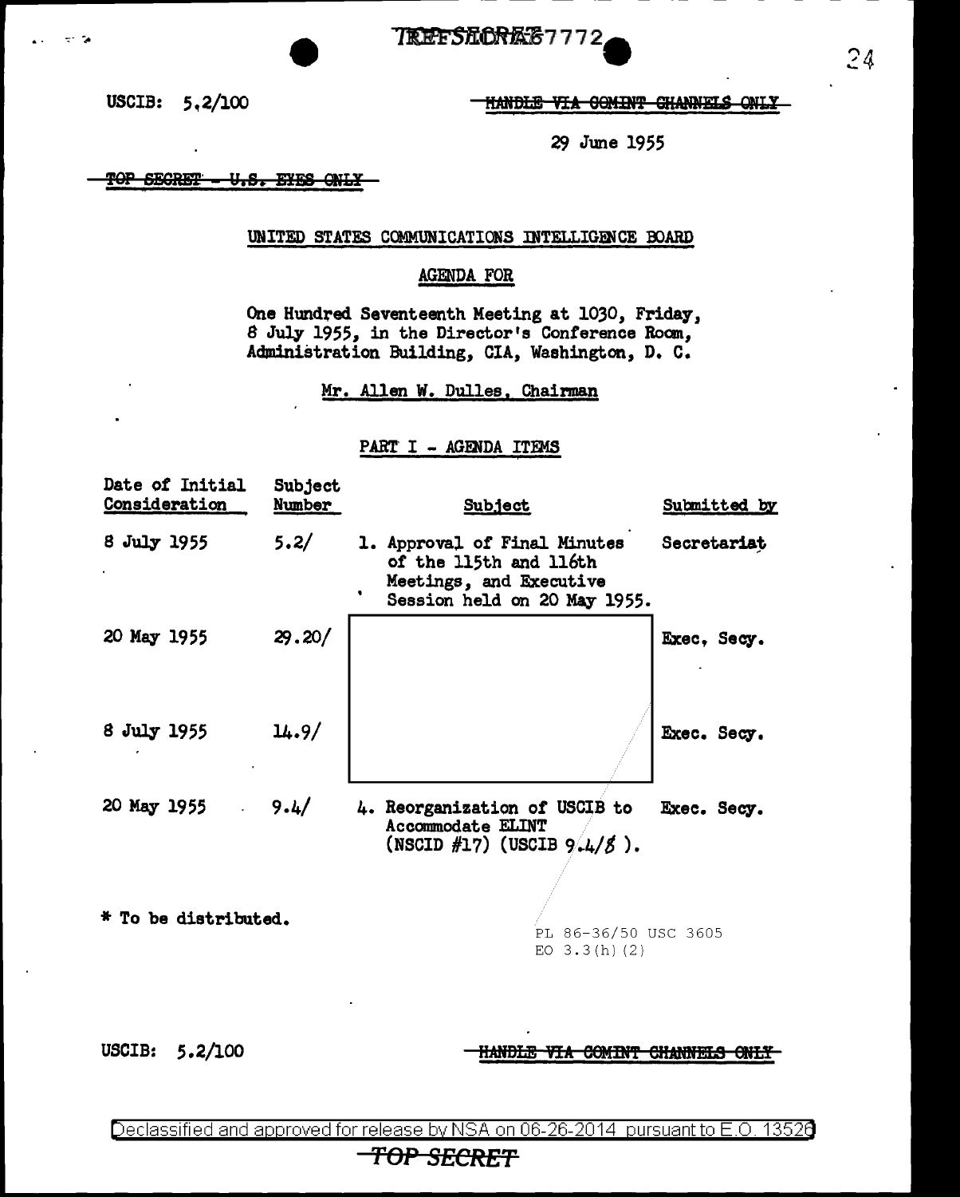TOP SECRET EO 67772

USCIB: 5.2/100

~~HANDLE VIA COMINT CHANNELS ONLY~~

29 June 1955

~~TOP SECRET - U.S. EYES ONLY~~

UNITED STATES COMMUNICATIONS INTELLIGENCE BOARD

AGENDA FOR

One Hundred Seventeenth Meeting at 1030, Friday, 8 July 1955, in the Director's Conference Room, Administration Building, CIA, Washington, D. C.

Mr. Allen W. Dulles, Chairman

PART I - AGENDA ITEMS

| Date of Initial Consideration | Subject Number | Subject | Submitted by |
|---|---|---|---|
| 8 July 1955 | 5.2/ | 1. Approval of Final Minutes of the 115th and 116th Meetings, and Executive Session held on 20 May 1955. | Secretariat |
| 20 May 1955 | 29.20/ | [redacted] | Exec. Secy. |
| 8 July 1955 | 14.9/ | [redacted] | Exec. Secy. |
| 20 May 1955 | 9.4/ | 4. Reorganization of USCIB to Accommodate ELINT (NSCID #17) (USCIB 9.4/8 ). | Exec. Secy. |

\* To be distributed.

PL 86-36/50 USC 3605
EO 3.3(h)(2)

USCIB: 5.2/100

~~HANDLE VIA COMINT CHANNELS ONLY~~

Declassified and approved for release by NSA on 06-26-2014 pursuant to E.O. 13526

TOP SECRET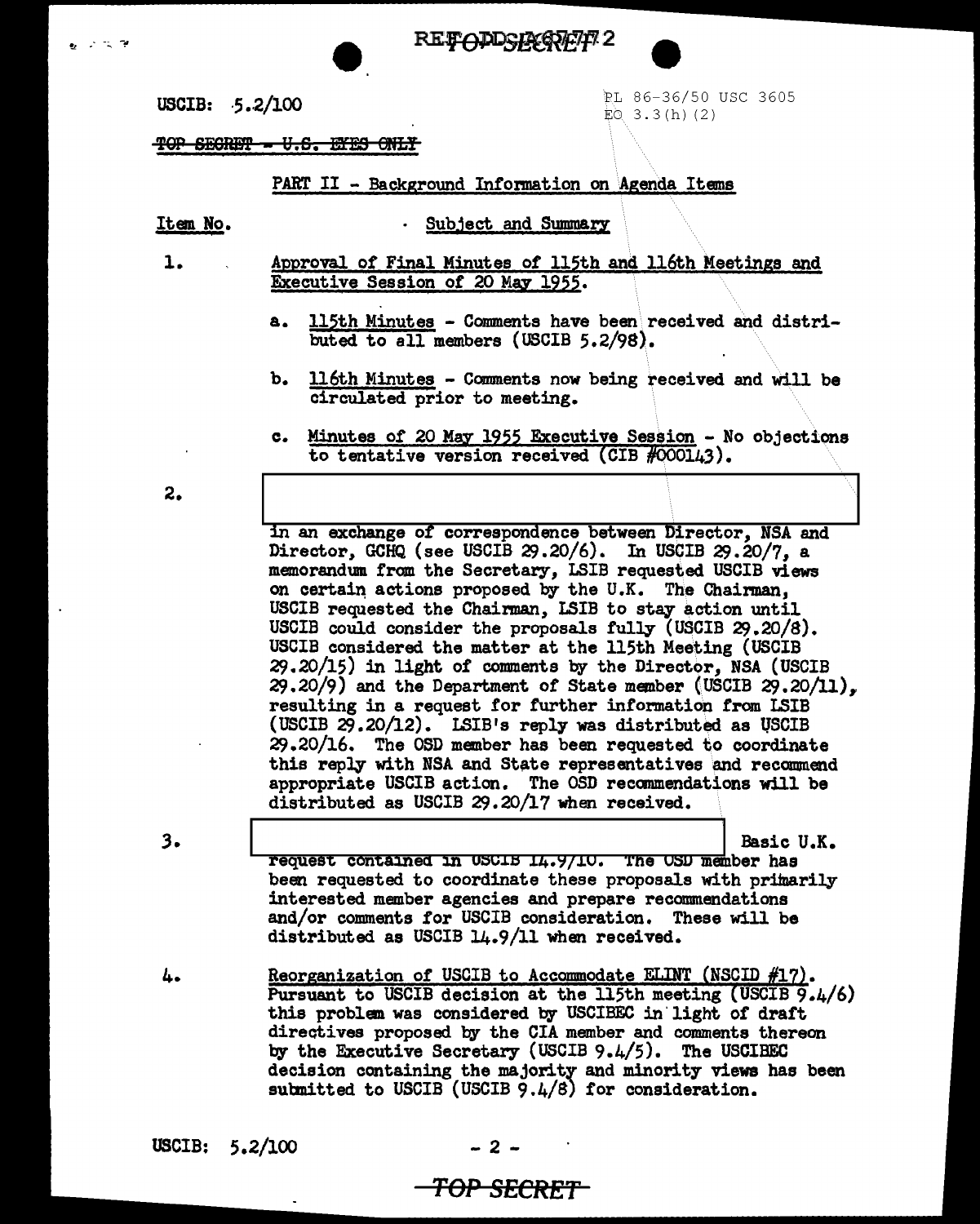USCIB: 5.2/100

PL 86-36/50 USC 3605
EO 3.3(h)(2)

~~TOP SECRET - U.S. EYES ONLY~~

PART II - Background Information on Agenda Items

| Item No. | Subject and Summary |
|---|---|
| 1. | Approval of Final Minutes of 115th and 116th Meetings and Executive Session of 20 May 1955.<br><br>a. 115th Minutes - Comments have been received and distributed to all members (USCIB 5.2/98).<br><br>b. 116th Minutes - Comments now being received and will be circulated prior to meeting.<br><br>c. Minutes of 20 May 1955 Executive Session - No objections to tentative version received (CIB #000143). |
| 2. | [REDACTED] in an exchange of correspondence between Director, NSA and Director, GCHQ (see USCIB 29.20/6). In USCIB 29.20/7, a memorandum from the Secretary, LSIB requested USCIB views on certain actions proposed by the U.K. The Chairman, USCIB requested the Chairman, LSIB to stay action until USCIB could consider the proposals fully (USCIB 29.20/8). USCIB considered the matter at the 115th Meeting (USCIB 29.20/15) in light of comments by the Director, NSA (USCIB 29.20/9) and the Department of State member (USCIB 29.20/11), resulting in a request for further information from LSIB (USCIB 29.20/12). LSIB's reply was distributed as USCIB 29.20/16. The OSD member has been requested to coordinate this reply with NSA and State representatives and recommend appropriate USCIB action. The OSD recommendations will be distributed as USCIB 29.20/17 when received. |
| 3. | [REDACTED] Basic U.K. request contained in USCIB 14.9/10. The OSD member has been requested to coordinate these proposals with primarily interested member agencies and prepare recommendations and/or comments for USCIB consideration. These will be distributed as USCIB 14.9/11 when received. |
| 4. | Reorganization of USCIB to Accommodate ELINT (NSCID #17). Pursuant to USCIB decision at the 115th meeting (USCIB 9.4/6) this problem was considered by USCIBEC in light of draft directives proposed by the CIA member and comments thereon by the Executive Secretary (USCIB 9.4/5). The USCIBEC decision containing the majority and minority views has been submitted to USCIB (USCIB 9.4/8) for consideration. |

USCIB: 5.2/100

~~TOP SECRET~~